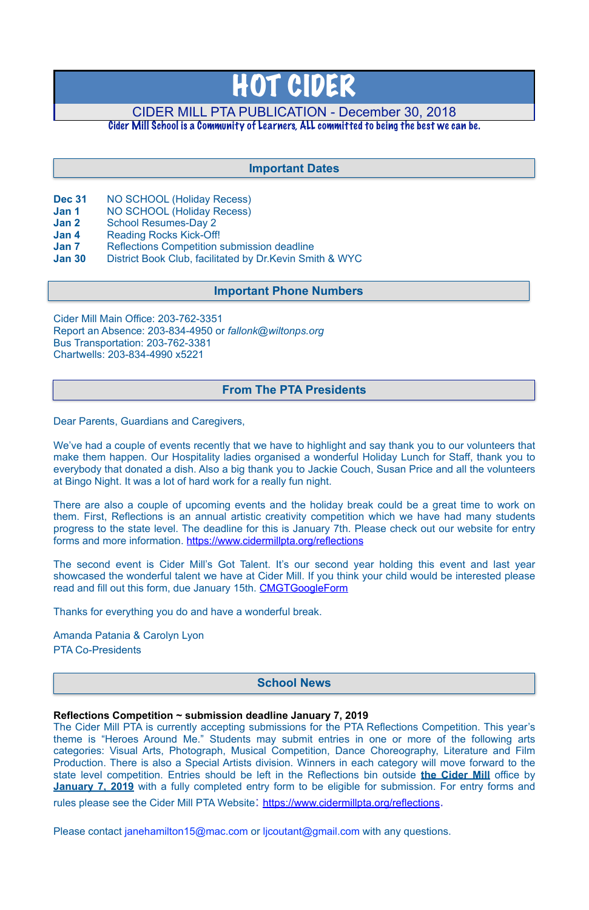# HOT CIDER

## CIDER MILL PTA PUBLICATION - December 30, 2018

Cider Mill School is a Community of Learners, ALL committed to being the best we can be.

## Important Dates

| | |
|---|---|
| **Dec 31** | NO SCHOOL (Holiday Recess) |
| **Jan 1** | NO SCHOOL (Holiday Recess) |
| **Jan 2** | School Resumes-Day 2 |
| **Jan 4** | Reading Rocks Kick-Off! |
| **Jan 7** | Reflections Competition submission deadline |
| **Jan 30** | District Book Club, facilitated by Dr.Kevin Smith & WYC |

## Important Phone Numbers

Cider Mill Main Office: 203-762-3351
Report an Absence: 203-834-4950 or *fallonk@wiltonps.org*
Bus Transportation: 203-762-3381
Chartwells: 203-834-4990 x5221

## From The PTA Presidents

Dear Parents, Guardians and Caregivers,

We've had a couple of events recently that we have to highlight and say thank you to our volunteers that make them happen. Our Hospitality ladies organised a wonderful Holiday Lunch for Staff, thank you to everybody that donated a dish. Also a big thank you to Jackie Couch, Susan Price and all the volunteers at Bingo Night. It was a lot of hard work for a really fun night.

There are also a couple of upcoming events and the holiday break could be a great time to work on them. First, Reflections is an annual artistic creativity competition which we have had many students progress to the state level. The deadline for this is January 7th. Please check out our website for entry forms and more information. https://www.cidermillpta.org/reflections

The second event is Cider Mill's Got Talent. It's our second year holding this event and last year showcased the wonderful talent we have at Cider Mill. If you think your child would be interested please read and fill out this form, due January 15th. CMGTGoogleForm

Thanks for everything you do and have a wonderful break.

Amanda Patania & Carolyn Lyon
PTA Co-Presidents

## School News

**Reflections Competition ~ submission deadline January 7, 2019**

The Cider Mill PTA is currently accepting submissions for the PTA Reflections Competition. This year's theme is "Heroes Around Me." Students may submit entries in one or more of the following arts categories: Visual Arts, Photograph, Musical Competition, Dance Choreography, Literature and Film Production. There is also a Special Artists division. Winners in each category will move forward to the state level competition. Entries should be left in the Reflections bin outside **the Cider Mill** office by **January 7, 2019** with a fully completed entry form to be eligible for submission. For entry forms and rules please see the Cider Mill PTA Website: https://www.cidermillpta.org/reflections.

Please contact janehamilton15@mac.com or ljcoutant@gmail.com with any questions.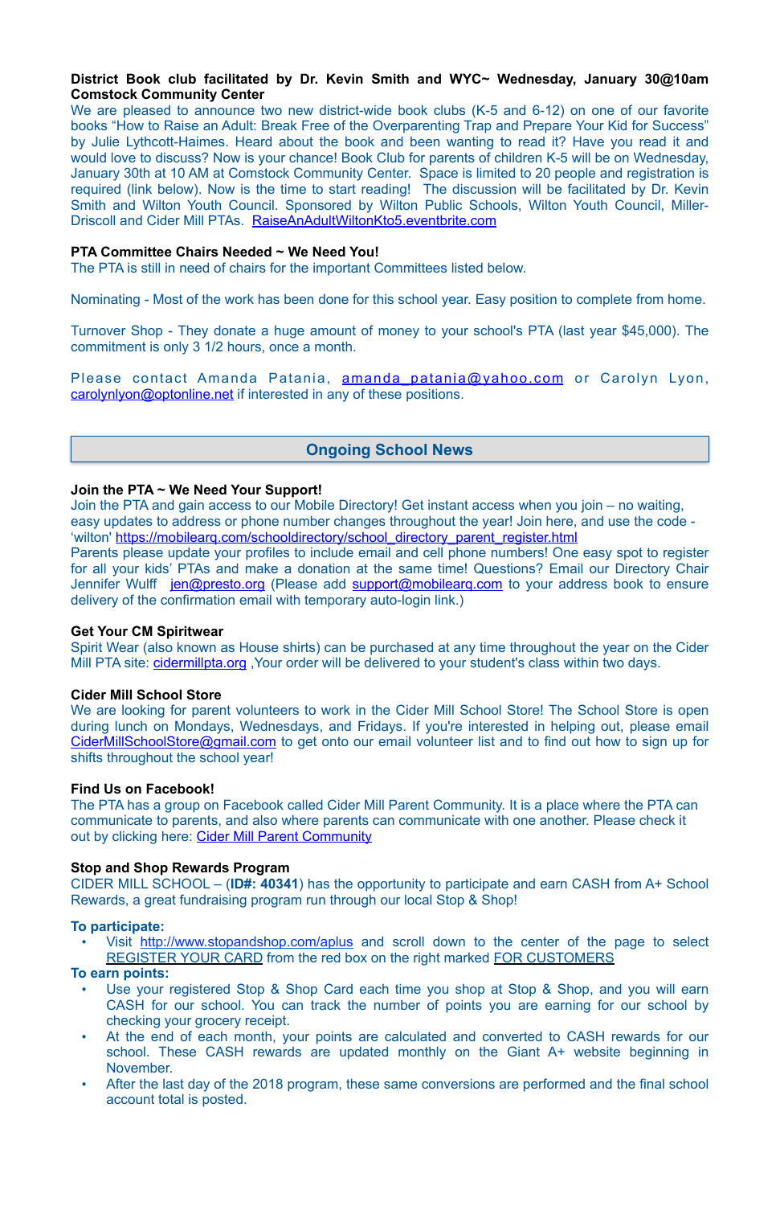**District Book club facilitated by Dr. Kevin Smith and WYC~ Wednesday, January 30@10am Comstock Community Center**

We are pleased to announce two new district-wide book clubs (K-5 and 6-12) on one of our favorite books "How to Raise an Adult: Break Free of the Overparenting Trap and Prepare Your Kid for Success" by Julie Lythcott-Haimes. Heard about the book and been wanting to read it? Have you read it and would love to discuss? Now is your chance! Book Club for parents of children K-5 will be on Wednesday, January 30th at 10 AM at Comstock Community Center. Space is limited to 20 people and registration is required (link below). Now is the time to start reading! The discussion will be facilitated by Dr. Kevin Smith and Wilton Youth Council. Sponsored by Wilton Public Schools, Wilton Youth Council, Miller-Driscoll and Cider Mill PTAs. RaiseAnAdultWiltonKto5.eventbrite.com

**PTA Committee Chairs Needed ~ We Need You!**

The PTA is still in need of chairs for the important Committees listed below.

Nominating - Most of the work has been done for this school year. Easy position to complete from home.

Turnover Shop - They donate a huge amount of money to your school's PTA (last year $45,000). The commitment is only 3 1/2 hours, once a month.

Please contact Amanda Patania, amanda_patania@yahoo.com or Carolyn Lyon, carolynlyon@optonline.net if interested in any of these positions.

## Ongoing School News

**Join the PTA ~ We Need Your Support!**

Join the PTA and gain access to our Mobile Directory! Get instant access when you join – no waiting, easy updates to address or phone number changes throughout the year! Join here, and use the code - 'wilton' https://mobilearq.com/schooldirectory/school_directory_parent_register.html

Parents please update your profiles to include email and cell phone numbers! One easy spot to register for all your kids' PTAs and make a donation at the same time! Questions? Email our Directory Chair Jennifer Wulff jen@presto.org (Please add support@mobilearq.com to your address book to ensure delivery of the confirmation email with temporary auto-login link.)

**Get Your CM Spiritwear**

Spirit Wear (also known as House shirts) can be purchased at any time throughout the year on the Cider Mill PTA site: cidermillpta.org ,Your order will be delivered to your student's class within two days.

**Cider Mill School Store**

We are looking for parent volunteers to work in the Cider Mill School Store! The School Store is open during lunch on Mondays, Wednesdays, and Fridays. If you're interested in helping out, please email CiderMillSchoolStore@gmail.com to get onto our email volunteer list and to find out how to sign up for shifts throughout the school year!

**Find Us on Facebook!**

The PTA has a group on Facebook called Cider Mill Parent Community. It is a place where the PTA can communicate to parents, and also where parents can communicate with one another. Please check it out by clicking here: Cider Mill Parent Community

**Stop and Shop Rewards Program**

CIDER MILL SCHOOL – (**ID#: 40341**) has the opportunity to participate and earn CASH from A+ School Rewards, a great fundraising program run through our local Stop & Shop!

**To participate:**

- Visit http://www.stopandshop.com/aplus and scroll down to the center of the page to select REGISTER YOUR CARD from the red box on the right marked FOR CUSTOMERS

**To earn points:**

- Use your registered Stop & Shop Card each time you shop at Stop & Shop, and you will earn CASH for our school. You can track the number of points you are earning for our school by checking your grocery receipt.
- At the end of each month, your points are calculated and converted to CASH rewards for our school. These CASH rewards are updated monthly on the Giant A+ website beginning in November.
- After the last day of the 2018 program, these same conversions are performed and the final school account total is posted.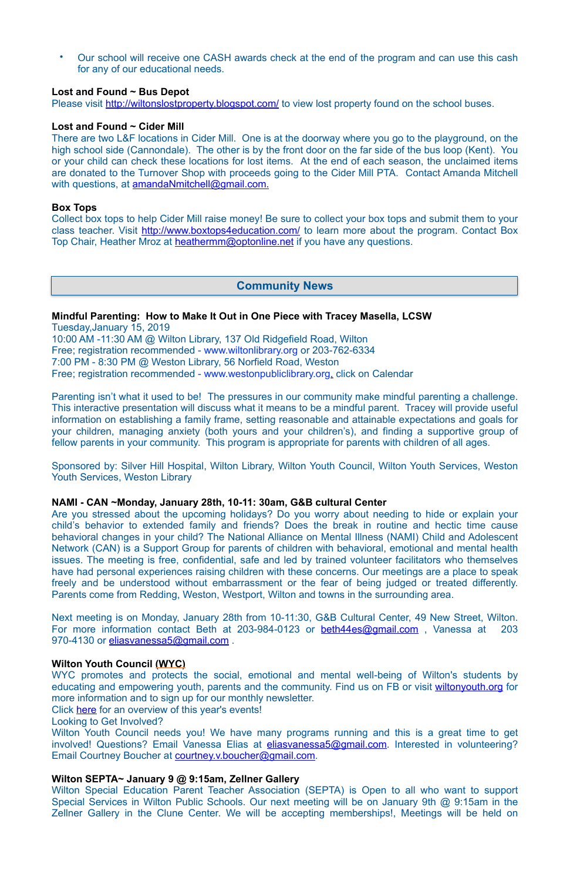- Our school will receive one CASH awards check at the end of the program and can use this cash for any of our educational needs.

**Lost and Found ~ Bus Depot**
Please visit http://wiltonslostproperty.blogspot.com/ to view lost property found on the school buses.

**Lost and Found ~ Cider Mill**
There are two L&F locations in Cider Mill. One is at the doorway where you go to the playground, on the high school side (Cannondale). The other is by the front door on the far side of the bus loop (Kent). You or your child can check these locations for lost items. At the end of each season, the unclaimed items are donated to the Turnover Shop with proceeds going to the Cider Mill PTA. Contact Amanda Mitchell with questions, at amandaNmitchell@gmail.com.

**Box Tops**
Collect box tops to help Cider Mill raise money! Be sure to collect your box tops and submit them to your class teacher. Visit http://www.boxtops4education.com/ to learn more about the program. Contact Box Top Chair, Heather Mroz at heathermm@optonline.net if you have any questions.

## Community News

**Mindful Parenting: How to Make It Out in One Piece with Tracey Masella, LCSW**
Tuesday,January 15, 2019
10:00 AM -11:30 AM @ Wilton Library, 137 Old Ridgefield Road, Wilton
Free; registration recommended - www.wiltonlibrary.org or 203-762-6334
7:00 PM - 8:30 PM @ Weston Library, 56 Norfield Road, Weston
Free; registration recommended - www.westonpubliclibrary.org, click on Calendar

Parenting isn't what it used to be! The pressures in our community make mindful parenting a challenge. This interactive presentation will discuss what it means to be a mindful parent. Tracey will provide useful information on establishing a family frame, setting reasonable and attainable expectations and goals for your children, managing anxiety (both yours and your children's), and finding a supportive group of fellow parents in your community. This program is appropriate for parents with children of all ages.

Sponsored by: Silver Hill Hospital, Wilton Library, Wilton Youth Council, Wilton Youth Services, Weston Youth Services, Weston Library

**NAMI - CAN ~Monday, January 28th, 10-11: 30am, G&B cultural Center**
Are you stressed about the upcoming holidays? Do you worry about needing to hide or explain your child's behavior to extended family and friends? Does the break in routine and hectic time cause behavioral changes in your child? The National Alliance on Mental Illness (NAMI) Child and Adolescent Network (CAN) is a Support Group for parents of children with behavioral, emotional and mental health issues. The meeting is free, confidential, safe and led by trained volunteer facilitators who themselves have had personal experiences raising children with these concerns. Our meetings are a place to speak freely and be understood without embarrassment or the fear of being judged or treated differently. Parents come from Redding, Weston, Westport, Wilton and towns in the surrounding area.

Next meeting is on Monday, January 28th from 10-11:30, G&B Cultural Center, 49 New Street, Wilton. For more information contact Beth at 203-984-0123 or beth44es@gmail.com , Vanessa at 203 970-4130 or eliasvanessa5@gmail.com .

**Wilton Youth Council (WYC)**
WYC promotes and protects the social, emotional and mental well-being of Wilton's students by educating and empowering youth, parents and the community. Find us on FB or visit wiltonyouth.org for more information and to sign up for our monthly newsletter.
Click here for an overview of this year's events!
Looking to Get Involved?
Wilton Youth Council needs you! We have many programs running and this is a great time to get involved! Questions? Email Vanessa Elias at eliasvanessa5@gmail.com. Interested in volunteering? Email Courtney Boucher at courtney.v.boucher@gmail.com.

**Wilton SEPTA~ January 9 @ 9:15am, Zellner Gallery**
Wilton Special Education Parent Teacher Association (SEPTA) is Open to all who want to support Special Services in Wilton Public Schools. Our next meeting will be on January 9th @ 9:15am in the Zellner Gallery in the Clune Center. We will be accepting memberships!, Meetings will be held on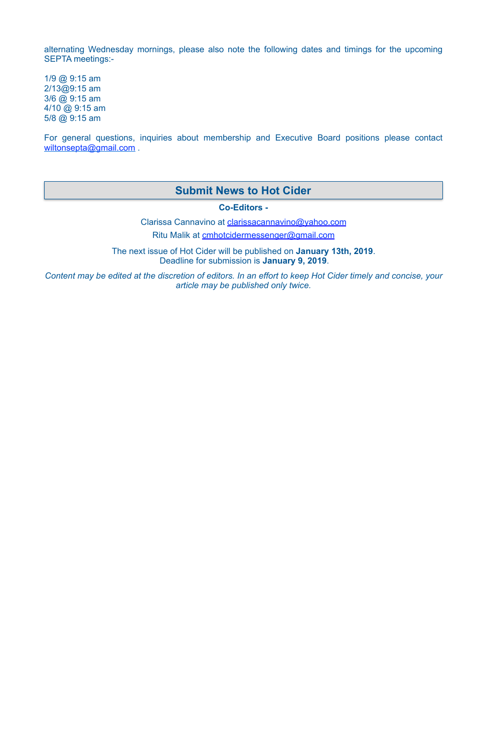alternating Wednesday mornings, please also note the following dates and timings for the upcoming SEPTA meetings:-

1/9 @ 9:15 am
2/13@9:15 am
3/6 @ 9:15 am
4/10 @ 9:15 am
5/8 @ 9:15 am

For general questions, inquiries about membership and Executive Board positions please contact wiltonsepta@gmail.com .

## Submit News to Hot Cider

**Co-Editors -**

Clarissa Cannavino at clarissacannavino@yahoo.com

Ritu Malik at cmhotcidermessenger@gmail.com

The next issue of Hot Cider will be published on **January 13th, 2019**.
Deadline for submission is **January 9, 2019**.

*Content may be edited at the discretion of editors. In an effort to keep Hot Cider timely and concise, your article may be published only twice.*